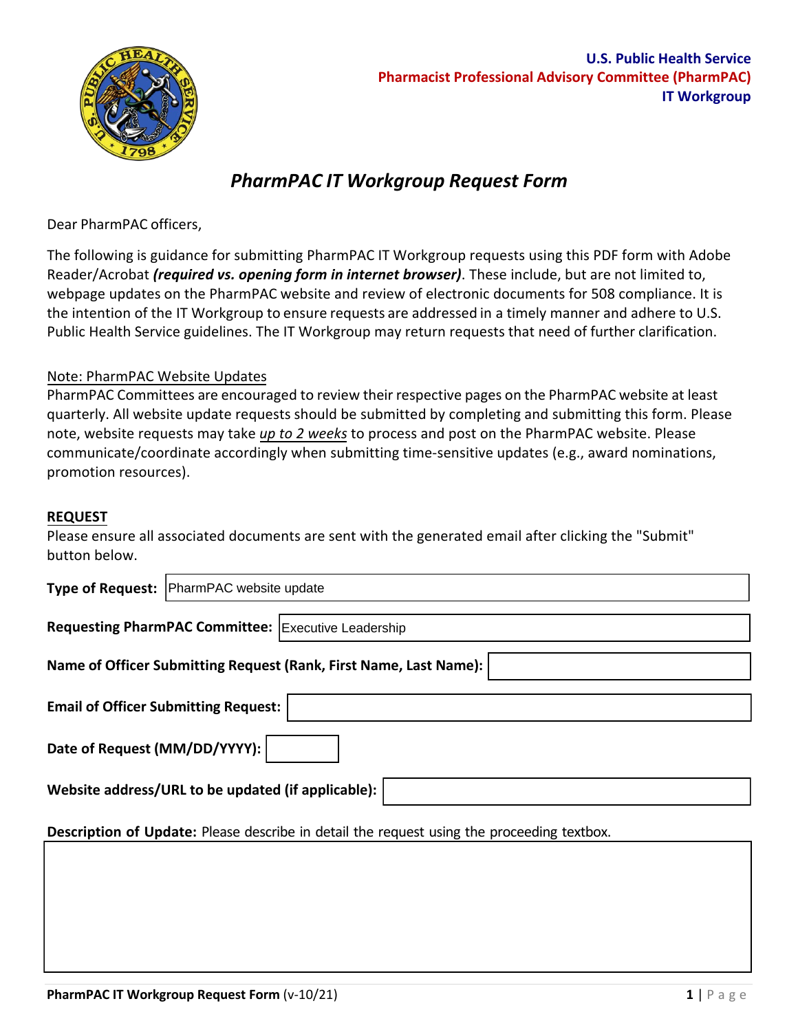U.S. Public Health Service
Pharmacist Professional Advisory Committee (PharmPAC)
IT Workgroup

# *PharmPAC IT Workgroup Request Form*

Dear PharmPAC officers,

The following is guidance for submitting PharmPAC IT Workgroup requests using this PDF form with Adobe Reader/Acrobat ***(required vs. opening form in internet browser)***. These include, but are not limited to, webpage updates on the PharmPAC website and review of electronic documents for 508 compliance. It is the intention of the IT Workgroup to ensure requests are addressed in a timely manner and adhere to U.S. Public Health Service guidelines. The IT Workgroup may return requests that need of further clarification.

Note: PharmPAC Website Updates

PharmPAC Committees are encouraged to review their respective pages on the PharmPAC website at least quarterly. All website update requests should be submitted by completing and submitting this form. Please note, website requests may take *up to 2 weeks* to process and post on the PharmPAC website. Please communicate/coordinate accordingly when submitting time-sensitive updates (e.g., award nominations, promotion resources).

**REQUEST**

Please ensure all associated documents are sent with the generated email after clicking the "Submit" button below.

**Type of Request:** PharmPAC website update

**Requesting PharmPAC Committee:** Executive Leadership

**Name of Officer Submitting Request (Rank, First Name, Last Name):**

**Email of Officer Submitting Request:**

**Date of Request (MM/DD/YYYY):**

**Website address/URL to be updated (if applicable):**

**Description of Update:** Please describe in detail the request using the proceeding textbox.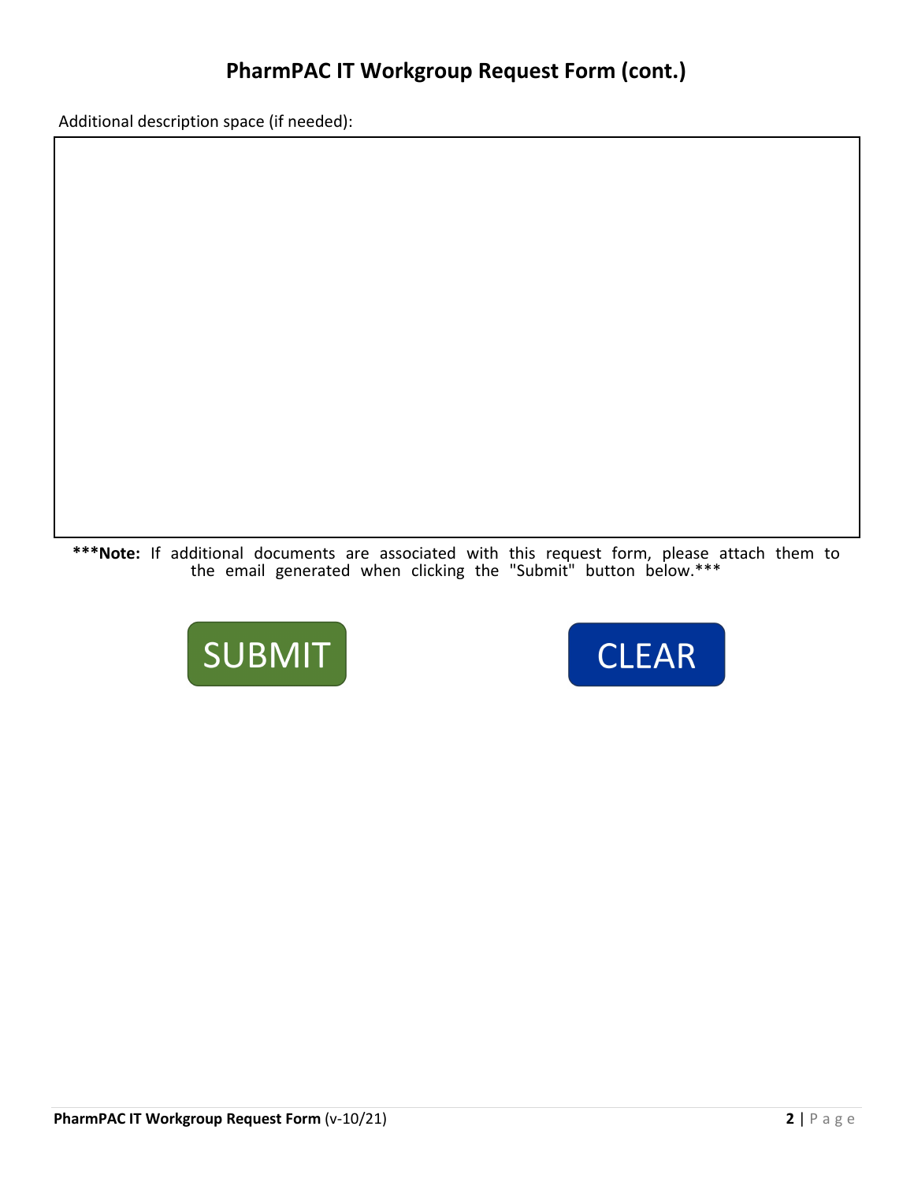## PharmPAC IT Workgroup Request Form (cont.)

Additional description space (if needed):

***Note:** If additional documents are associated with this request form, please attach them to the email generated when clicking the "Submit" button below.***

SUBMIT

CLEAR